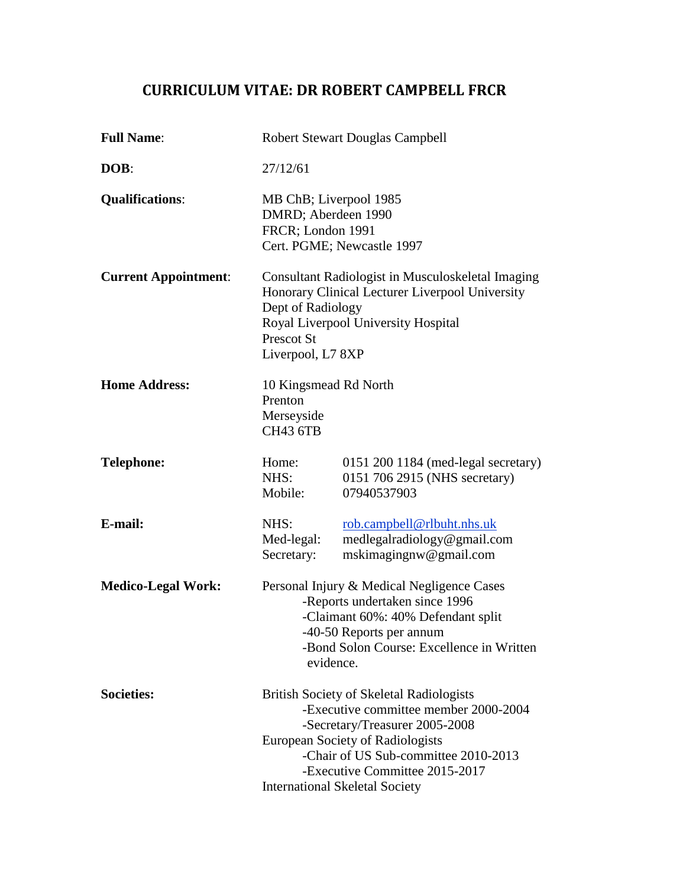# CURRICULUM VITAE: DR ROBERT CAMPBELL FRCR

**Full Name**: Robert Stewart Douglas Campbell

**DOB**: 27/12/61

**Qualifications**:
MB ChB; Liverpool 1985
DMRD; Aberdeen 1990
FRCR; London 1991
Cert. PGME; Newcastle 1997

**Current Appointment**:
Consultant Radiologist in Musculoskeletal Imaging
Honorary Clinical Lecturer Liverpool University
Dept of Radiology
Royal Liverpool University Hospital
Prescot St
Liverpool, L7 8XP

**Home Address:**
10 Kingsmead Rd North
Prenton
Merseyside
CH43 6TB

**Telephone:**

| | |
|---|---|
| Home: | 0151 200 1184 (med-legal secretary) |
| NHS: | 0151 706 2915 (NHS secretary) |
| Mobile: | 07940537903 |

**E-mail:**

| | |
|---|---|
| NHS: | rob.campbell@rlbuht.nhs.uk |
| Med-legal: | medlegalradiology@gmail.com |
| Secretary: | mskimagingnw@gmail.com |

**Medico-Legal Work:**
Personal Injury & Medical Negligence Cases
- Reports undertaken since 1996
- Claimant 60%: 40% Defendant split
- 40-50 Reports per annum
- Bond Solon Course: Excellence in Written evidence.

**Societies:**
British Society of Skeletal Radiologists
- Executive committee member 2000-2004
- Secretary/Treasurer 2005-2008

European Society of Radiologists
- Chair of US Sub-committee 2010-2013
- Executive Committee 2015-2017

International Skeletal Society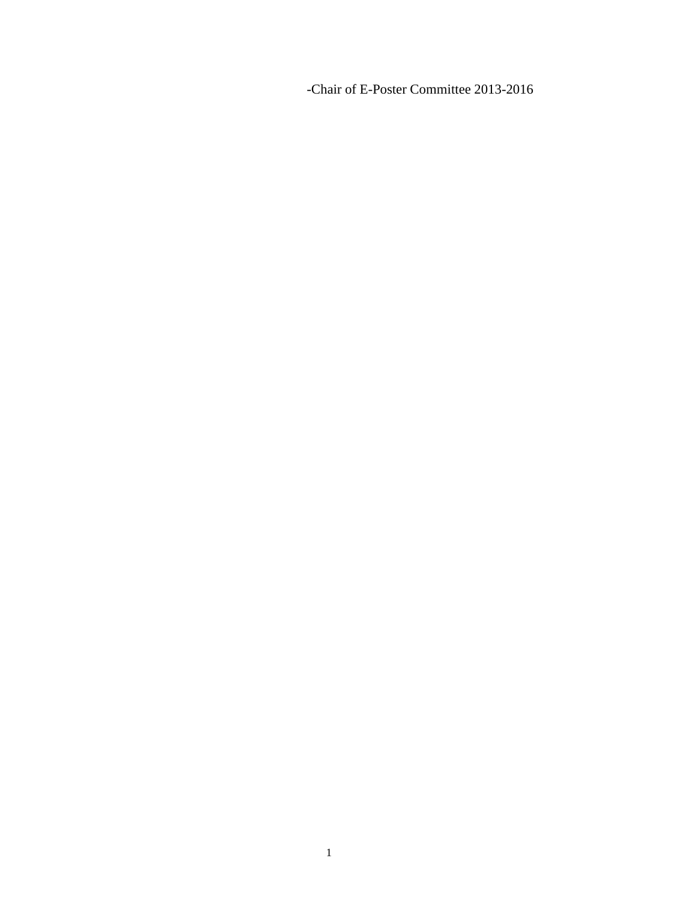-Chair of E-Poster Committee 2013-2016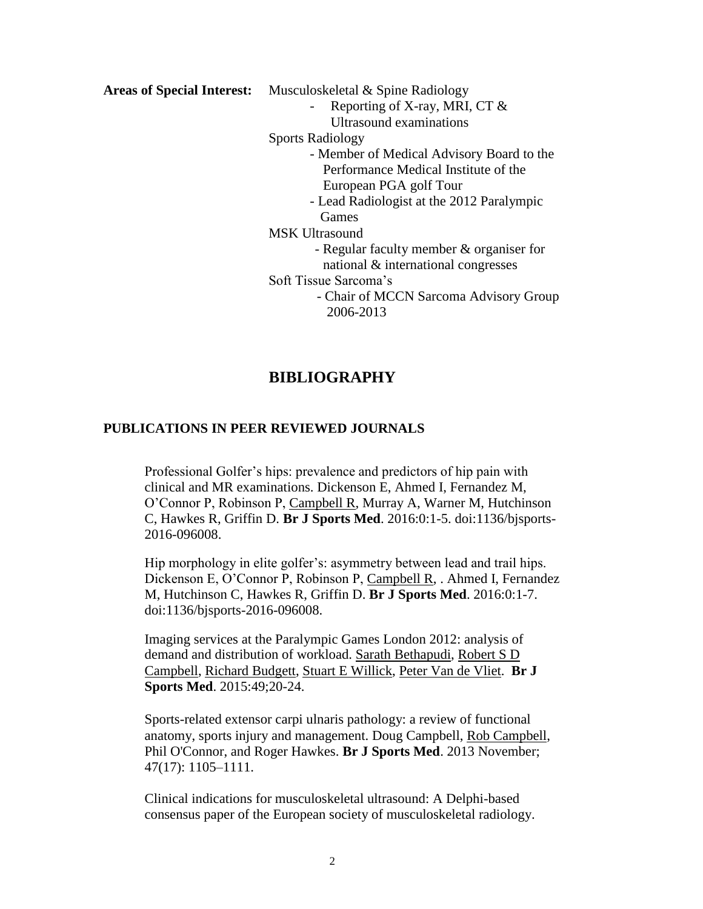**Areas of Special Interest:** Musculoskeletal & Spine Radiology

- Reporting of X-ray, MRI, CT & Ultrasound examinations

Sports Radiology

- Member of Medical Advisory Board to the Performance Medical Institute of the European PGA golf Tour
- Lead Radiologist at the 2012 Paralympic Games

MSK Ultrasound

- Regular faculty member & organiser for national & international congresses

Soft Tissue Sarcoma's

- Chair of MCCN Sarcoma Advisory Group 2006-2013

# BIBLIOGRAPHY

## PUBLICATIONS IN PEER REVIEWED JOURNALS

Professional Golfer's hips: prevalence and predictors of hip pain with clinical and MR examinations. Dickenson E, Ahmed I, Fernandez M, O'Connor P, Robinson P, Campbell R, Murray A, Warner M, Hutchinson C, Hawkes R, Griffin D. **Br J Sports Med**. 2016:0:1-5. doi:1136/bjsports-2016-096008.

Hip morphology in elite golfer's: asymmetry between lead and trail hips. Dickenson E, O'Connor P, Robinson P, Campbell R, . Ahmed I, Fernandez M, Hutchinson C, Hawkes R, Griffin D. **Br J Sports Med**. 2016:0:1-7. doi:1136/bjsports-2016-096008.

Imaging services at the Paralympic Games London 2012: analysis of demand and distribution of workload. Sarath Bethapudi, Robert S D Campbell, Richard Budgett, Stuart E Willick, Peter Van de Vliet. **Br J Sports Med**. 2015:49;20-24.

Sports-related extensor carpi ulnaris pathology: a review of functional anatomy, sports injury and management. Doug Campbell, Rob Campbell, Phil O'Connor, and Roger Hawkes. **Br J Sports Med**. 2013 November; 47(17): 1105–1111.

Clinical indications for musculoskeletal ultrasound: A Delphi-based consensus paper of the European society of musculoskeletal radiology.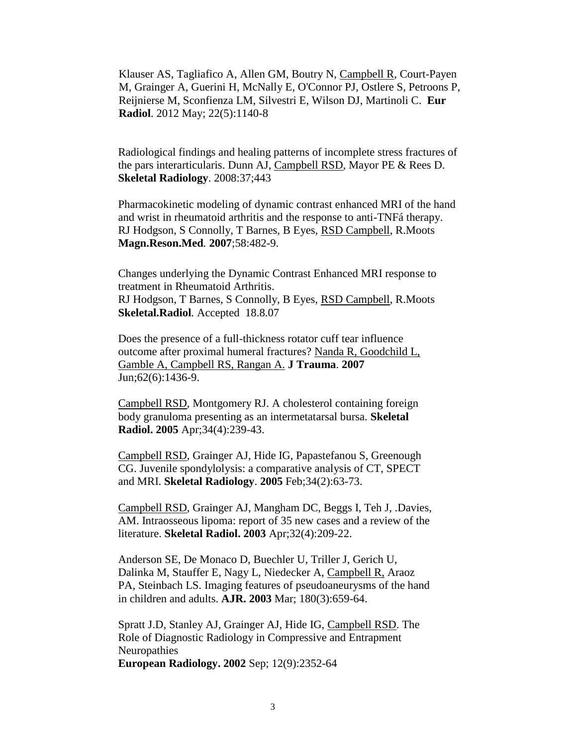Klauser AS, Tagliafico A, Allen GM, Boutry N, Campbell R, Court-Payen M, Grainger A, Guerini H, McNally E, O'Connor PJ, Ostlere S, Petroons P, Reijnierse M, Sconfienza LM, Silvestri E, Wilson DJ, Martinoli C. **Eur Radiol**. 2012 May; 22(5):1140-8

Radiological findings and healing patterns of incomplete stress fractures of the pars interarticularis. Dunn AJ, Campbell RSD, Mayor PE & Rees D. **Skeletal Radiology**. 2008:37;443

Pharmacokinetic modeling of dynamic contrast enhanced MRI of the hand and wrist in rheumatoid arthritis and the response to anti-TNFá therapy. RJ Hodgson, S Connolly, T Barnes, B Eyes, RSD Campbell, R.Moots **Magn.Reson.Med**. **2007**;58:482-9.

Changes underlying the Dynamic Contrast Enhanced MRI response to treatment in Rheumatoid Arthritis.
RJ Hodgson, T Barnes, S Connolly, B Eyes, RSD Campbell, R.Moots **Skeletal.Radiol**. Accepted 18.8.07

Does the presence of a full-thickness rotator cuff tear influence outcome after proximal humeral fractures? Nanda R, Goodchild L, Gamble A, Campbell RS, Rangan A. **J Trauma**. **2007** Jun;62(6):1436-9.

Campbell RSD, Montgomery RJ. A cholesterol containing foreign body granuloma presenting as an intermetatarsal bursa. **Skeletal Radiol. 2005** Apr;34(4):239-43.

Campbell RSD, Grainger AJ, Hide IG, Papastefanou S, Greenough CG. Juvenile spondylolysis: a comparative analysis of CT, SPECT and MRI. **Skeletal Radiology**. **2005** Feb;34(2):63-73.

Campbell RSD, Grainger AJ, Mangham DC, Beggs I, Teh J, .Davies, AM. Intraosseous lipoma: report of 35 new cases and a review of the literature. **Skeletal Radiol. 2003** Apr;32(4):209-22.

Anderson SE, De Monaco D, Buechler U, Triller J, Gerich U, Dalinka M, Stauffer E, Nagy L, Niedecker A, Campbell R, Araoz PA, Steinbach LS. Imaging features of pseudoaneurysms of the hand in children and adults. **AJR. 2003** Mar; 180(3):659-64.

Spratt J.D, Stanley AJ, Grainger AJ, Hide IG, Campbell RSD. The Role of Diagnostic Radiology in Compressive and Entrapment Neuropathies
**European Radiology. 2002** Sep; 12(9):2352-64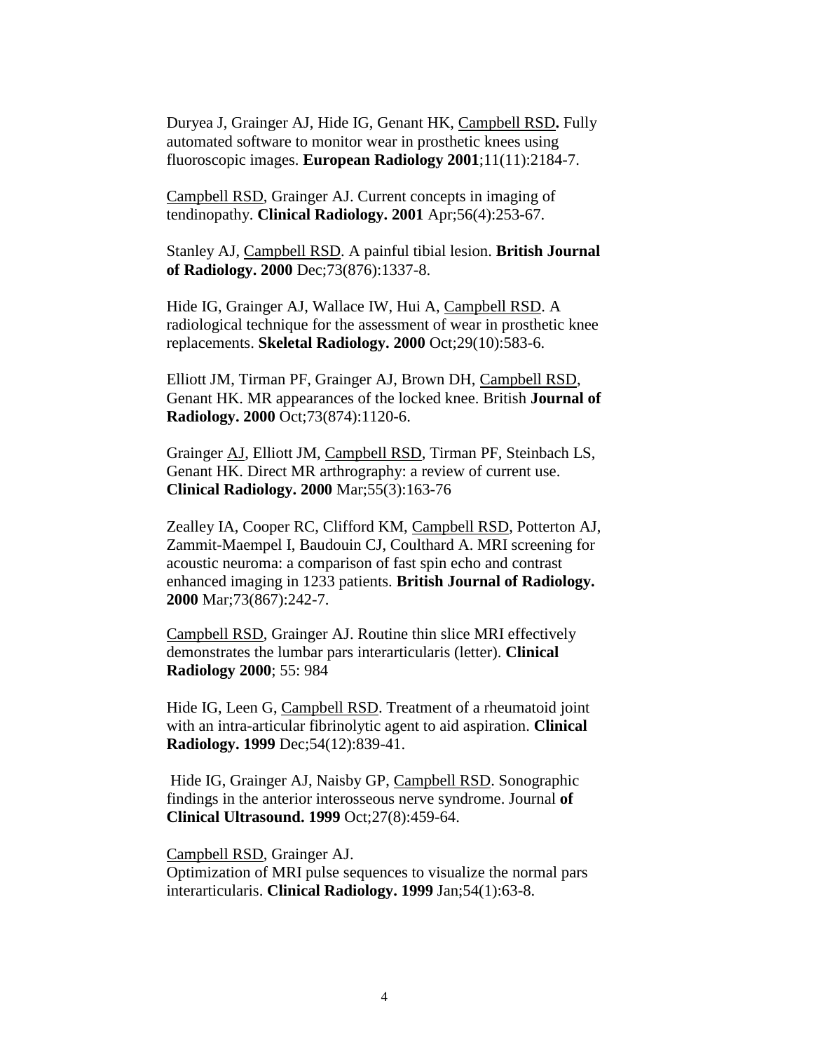Duryea J, Grainger AJ, Hide IG, Genant HK, <u>Campbell RSD</u>**.** Fully automated software to monitor wear in prosthetic knees using fluoroscopic images. **European Radiology 2001**;11(11):2184-7.

<u>Campbell RSD</u>, Grainger AJ. Current concepts in imaging of tendinopathy. **Clinical Radiology. 2001** Apr;56(4):253-67.

Stanley AJ, <u>Campbell RSD</u>. A painful tibial lesion. **British Journal of Radiology. 2000** Dec;73(876):1337-8.

Hide IG, Grainger AJ, Wallace IW, Hui A, <u>Campbell RSD</u>. A radiological technique for the assessment of wear in prosthetic knee replacements. **Skeletal Radiology. 2000** Oct;29(10):583-6.

Elliott JM, Tirman PF, Grainger AJ, Brown DH, <u>Campbell RSD</u>, Genant HK. MR appearances of the locked knee. British **Journal of Radiology. 2000** Oct;73(874):1120-6.

Grainger <u>AJ</u>, Elliott JM, <u>Campbell RSD</u>, Tirman PF, Steinbach LS, Genant HK. Direct MR arthrography: a review of current use. **Clinical Radiology. 2000** Mar;55(3):163-76

Zealley IA, Cooper RC, Clifford KM, <u>Campbell RSD</u>, Potterton AJ, Zammit-Maempel I, Baudouin CJ, Coulthard A. MRI screening for acoustic neuroma: a comparison of fast spin echo and contrast enhanced imaging in 1233 patients. **British Journal of Radiology. 2000** Mar;73(867):242-7.

<u>Campbell RSD</u>, Grainger AJ. Routine thin slice MRI effectively demonstrates the lumbar pars interarticularis (letter). **Clinical Radiology 2000**; 55: 984

Hide IG, Leen G, <u>Campbell RSD</u>. Treatment of a rheumatoid joint with an intra-articular fibrinolytic agent to aid aspiration. **Clinical Radiology. 1999** Dec;54(12):839-41.

Hide IG, Grainger AJ, Naisby GP, <u>Campbell RSD</u>. Sonographic findings in the anterior interosseous nerve syndrome. Journal **of Clinical Ultrasound. 1999** Oct;27(8):459-64.

<u>Campbell RSD</u>, Grainger AJ.
Optimization of MRI pulse sequences to visualize the normal pars interarticularis. **Clinical Radiology. 1999** Jan;54(1):63-8.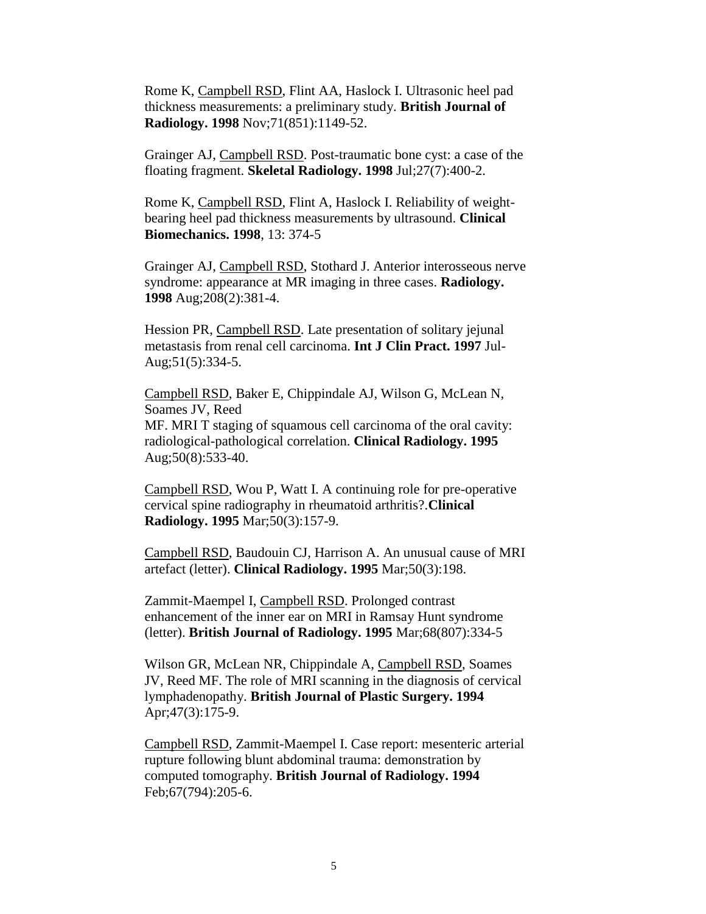Rome K, <u>Campbell RSD</u>, Flint AA, Haslock I. Ultrasonic heel pad thickness measurements: a preliminary study. **British Journal of Radiology. 1998** Nov;71(851):1149-52.

Grainger AJ, <u>Campbell RSD</u>. Post-traumatic bone cyst: a case of the floating fragment. **Skeletal Radiology. 1998** Jul;27(7):400-2.

Rome K, <u>Campbell RSD</u>, Flint A, Haslock I. Reliability of weight-bearing heel pad thickness measurements by ultrasound. **Clinical Biomechanics. 1998**, 13: 374-5

Grainger AJ, <u>Campbell RSD</u>, Stothard J. Anterior interosseous nerve syndrome: appearance at MR imaging in three cases. **Radiology. 1998** Aug;208(2):381-4.

Hession PR, <u>Campbell RSD</u>. Late presentation of solitary jejunal metastasis from renal cell carcinoma. **Int J Clin Pract. 1997** Jul-Aug;51(5):334-5.

<u>Campbell RSD</u>, Baker E, Chippindale AJ, Wilson G, McLean N, Soames JV, Reed
MF. MRI T staging of squamous cell carcinoma of the oral cavity: radiological-pathological correlation. **Clinical Radiology. 1995** Aug;50(8):533-40.

<u>Campbell RSD</u>, Wou P, Watt I. A continuing role for pre-operative cervical spine radiography in rheumatoid arthritis?.**Clinical Radiology. 1995** Mar;50(3):157-9.

<u>Campbell RSD</u>, Baudouin CJ, Harrison A. An unusual cause of MRI artefact (letter). **Clinical Radiology. 1995** Mar;50(3):198.

Zammit-Maempel I, <u>Campbell RSD</u>. Prolonged contrast enhancement of the inner ear on MRI in Ramsay Hunt syndrome (letter). **British Journal of Radiology. 1995** Mar;68(807):334-5

Wilson GR, McLean NR, Chippindale A, <u>Campbell RSD</u>, Soames JV, Reed MF. The role of MRI scanning in the diagnosis of cervical lymphadenopathy. **British Journal of Plastic Surgery. 1994** Apr;47(3):175-9.

<u>Campbell RSD</u>, Zammit-Maempel I. Case report: mesenteric arterial rupture following blunt abdominal trauma: demonstration by computed tomography. **British Journal of Radiology. 1994** Feb;67(794):205-6.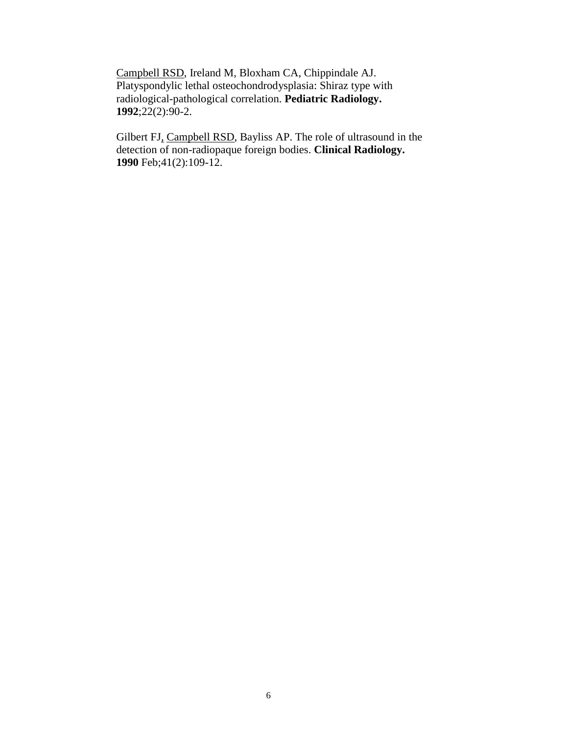<u>Campbell RSD</u>, Ireland M, Bloxham CA, Chippindale AJ. Platyspondylic lethal osteochondrodysplasia: Shiraz type with radiological-pathological correlation. **Pediatric Radiology. 1992**;22(2):90-2.

Gilbert FJ, <u>Campbell RSD</u>, Bayliss AP. The role of ultrasound in the detection of non-radiopaque foreign bodies. **Clinical Radiology. 1990** Feb;41(2):109-12.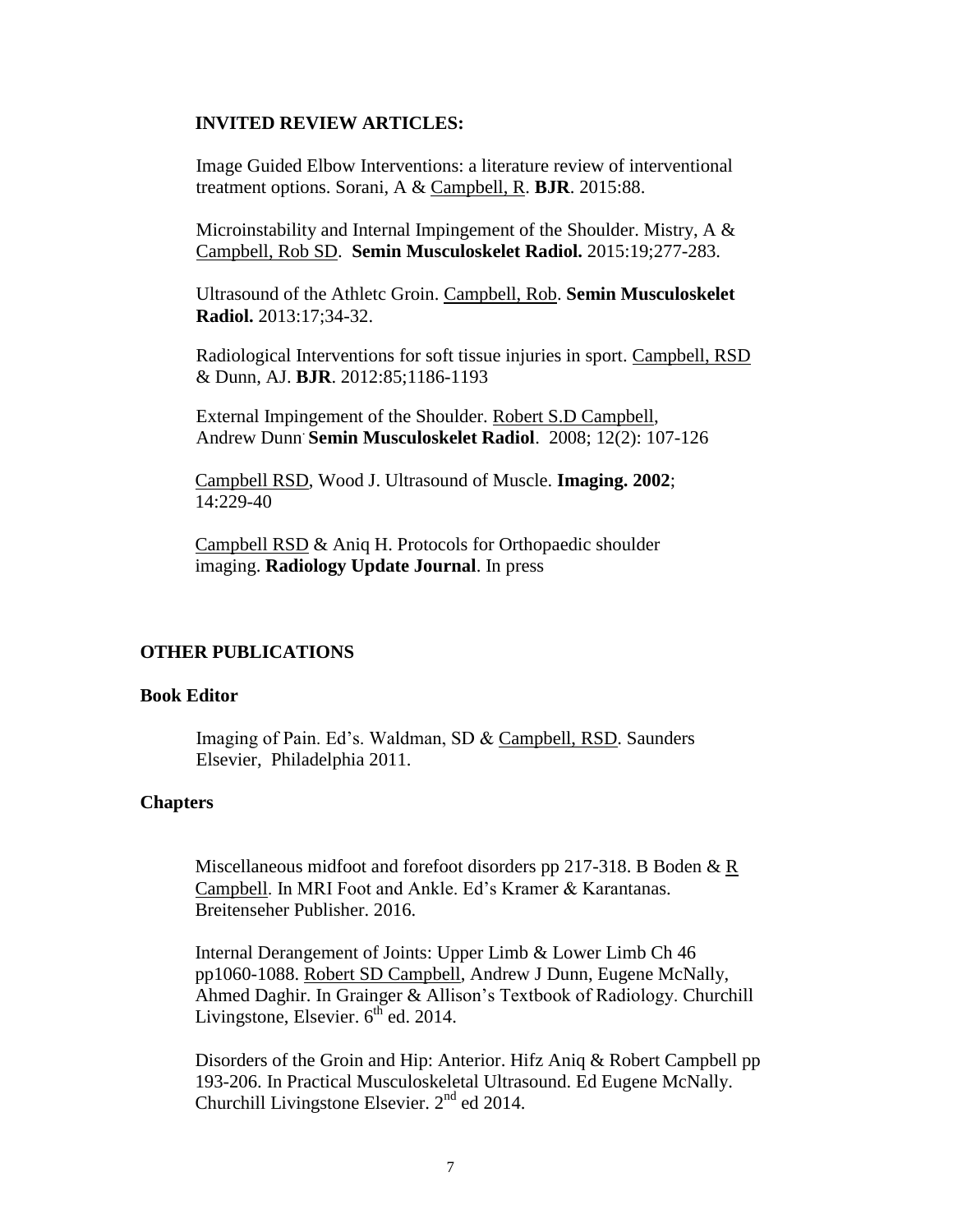## INVITED REVIEW ARTICLES:

Image Guided Elbow Interventions: a literature review of interventional treatment options. Sorani, A & Campbell, R. **BJR**. 2015:88.

Microinstability and Internal Impingement of the Shoulder. Mistry, A & Campbell, Rob SD. **Semin Musculoskelet Radiol.** 2015:19;277-283.

Ultrasound of the Athletc Groin. Campbell, Rob. **Semin Musculoskelet Radiol.** 2013:17;34-32.

Radiological Interventions for soft tissue injuries in sport. Campbell, RSD & Dunn, AJ. **BJR**. 2012:85;1186-1193

External Impingement of the Shoulder. Robert S.D Campbell, Andrew Dunn. **Semin Musculoskelet Radiol**. 2008; 12(2): 107-126

Campbell RSD, Wood J. Ultrasound of Muscle. **Imaging. 2002**; 14:229-40

Campbell RSD & Aniq H. Protocols for Orthopaedic shoulder imaging. **Radiology Update Journal**. In press

## OTHER PUBLICATIONS

### Book Editor

Imaging of Pain. Ed's. Waldman, SD & Campbell, RSD. Saunders Elsevier, Philadelphia 2011.

### Chapters

Miscellaneous midfoot and forefoot disorders pp 217-318. B Boden & R Campbell. In MRI Foot and Ankle. Ed's Kramer & Karantanas. Breitenseher Publisher. 2016.

Internal Derangement of Joints: Upper Limb & Lower Limb Ch 46 pp1060-1088. Robert SD Campbell, Andrew J Dunn, Eugene McNally, Ahmed Daghir. In Grainger & Allison's Textbook of Radiology. Churchill Livingstone, Elsevier. 6th ed. 2014.

Disorders of the Groin and Hip: Anterior. Hifz Aniq & Robert Campbell pp 193-206. In Practical Musculoskeletal Ultrasound. Ed Eugene McNally. Churchill Livingstone Elsevier. 2nd ed 2014.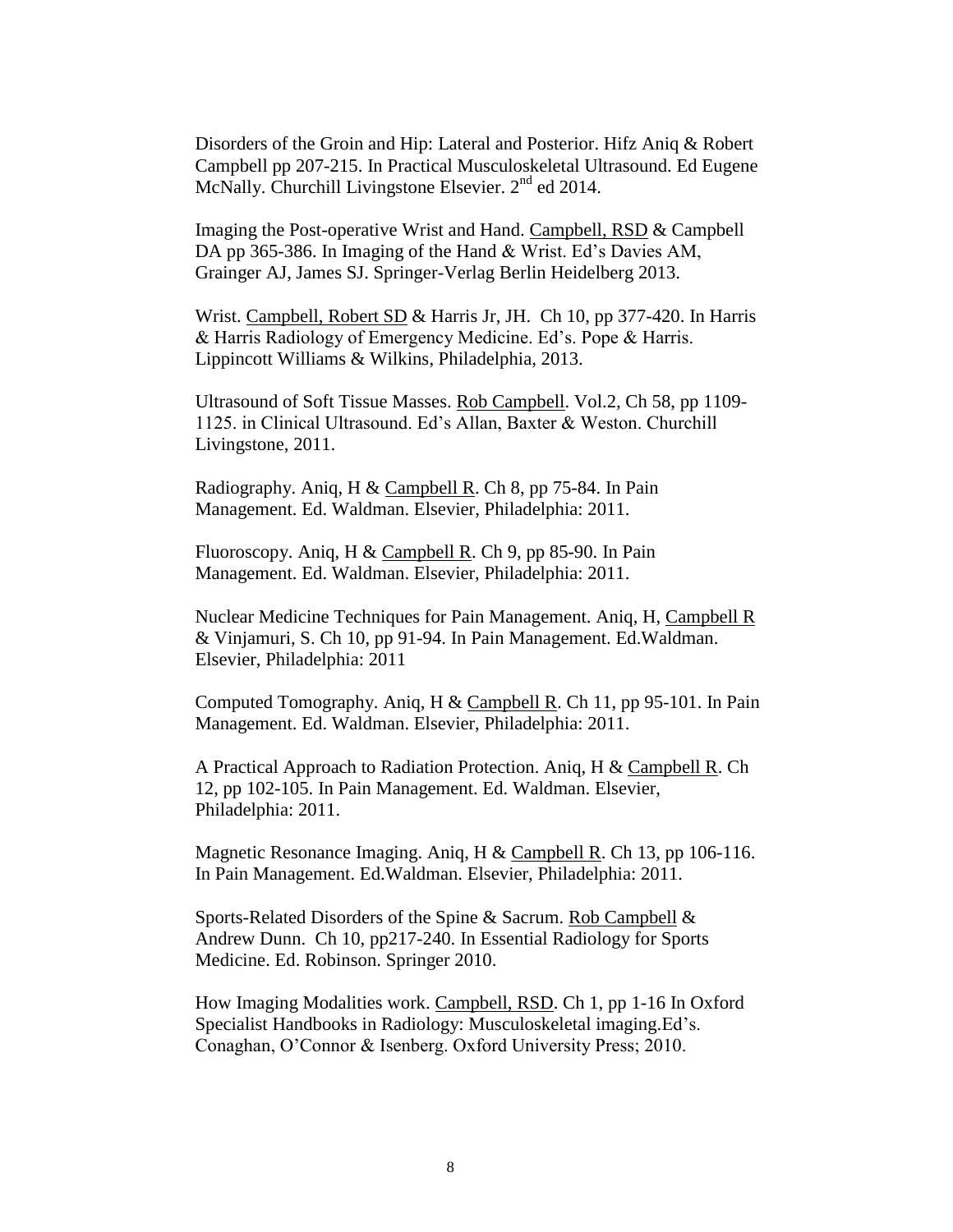Disorders of the Groin and Hip: Lateral and Posterior. Hifz Aniq & Robert Campbell pp 207-215. In Practical Musculoskeletal Ultrasound. Ed Eugene McNally. Churchill Livingstone Elsevier. 2nd ed 2014.

Imaging the Post-operative Wrist and Hand. Campbell, RSD & Campbell DA pp 365-386. In Imaging of the Hand & Wrist. Ed's Davies AM, Grainger AJ, James SJ. Springer-Verlag Berlin Heidelberg 2013.

Wrist. Campbell, Robert SD & Harris Jr, JH. Ch 10, pp 377-420. In Harris & Harris Radiology of Emergency Medicine. Ed's. Pope & Harris. Lippincott Williams & Wilkins, Philadelphia, 2013.

Ultrasound of Soft Tissue Masses. Rob Campbell. Vol.2, Ch 58, pp 1109-1125. in Clinical Ultrasound. Ed's Allan, Baxter & Weston. Churchill Livingstone, 2011.

Radiography. Aniq, H & Campbell R. Ch 8, pp 75-84. In Pain Management. Ed. Waldman. Elsevier, Philadelphia: 2011.

Fluoroscopy. Aniq, H & Campbell R. Ch 9, pp 85-90. In Pain Management. Ed. Waldman. Elsevier, Philadelphia: 2011.

Nuclear Medicine Techniques for Pain Management. Aniq, H, Campbell R & Vinjamuri, S. Ch 10, pp 91-94. In Pain Management. Ed.Waldman. Elsevier, Philadelphia: 2011

Computed Tomography. Aniq, H & Campbell R. Ch 11, pp 95-101. In Pain Management. Ed. Waldman. Elsevier, Philadelphia: 2011.

A Practical Approach to Radiation Protection. Aniq, H & Campbell R. Ch 12, pp 102-105. In Pain Management. Ed. Waldman. Elsevier, Philadelphia: 2011.

Magnetic Resonance Imaging. Aniq, H & Campbell R. Ch 13, pp 106-116. In Pain Management. Ed.Waldman. Elsevier, Philadelphia: 2011.

Sports-Related Disorders of the Spine & Sacrum. Rob Campbell & Andrew Dunn. Ch 10, pp217-240. In Essential Radiology for Sports Medicine. Ed. Robinson. Springer 2010.

How Imaging Modalities work. Campbell, RSD. Ch 1, pp 1-16 In Oxford Specialist Handbooks in Radiology: Musculoskeletal imaging.Ed's. Conaghan, O'Connor & Isenberg. Oxford University Press; 2010.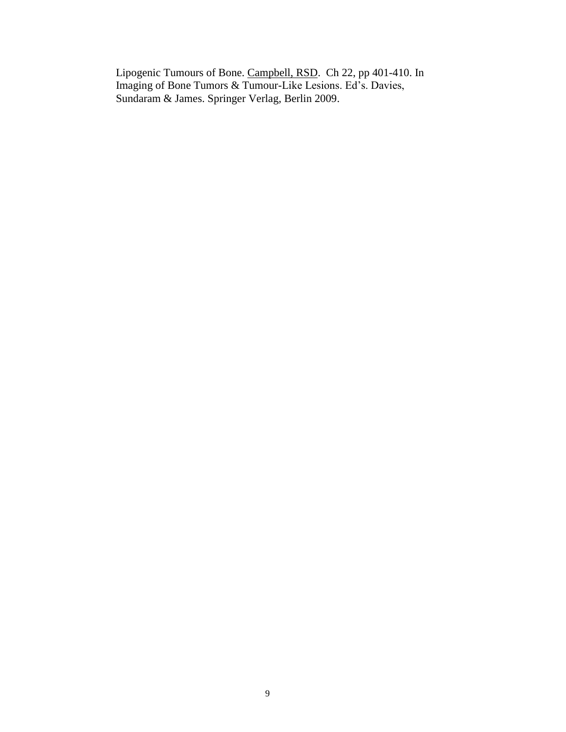Lipogenic Tumours of Bone. <u>Campbell, RSD</u>. Ch 22, pp 401-410. In Imaging of Bone Tumors & Tumour-Like Lesions. Ed's. Davies, Sundaram & James. Springer Verlag, Berlin 2009.